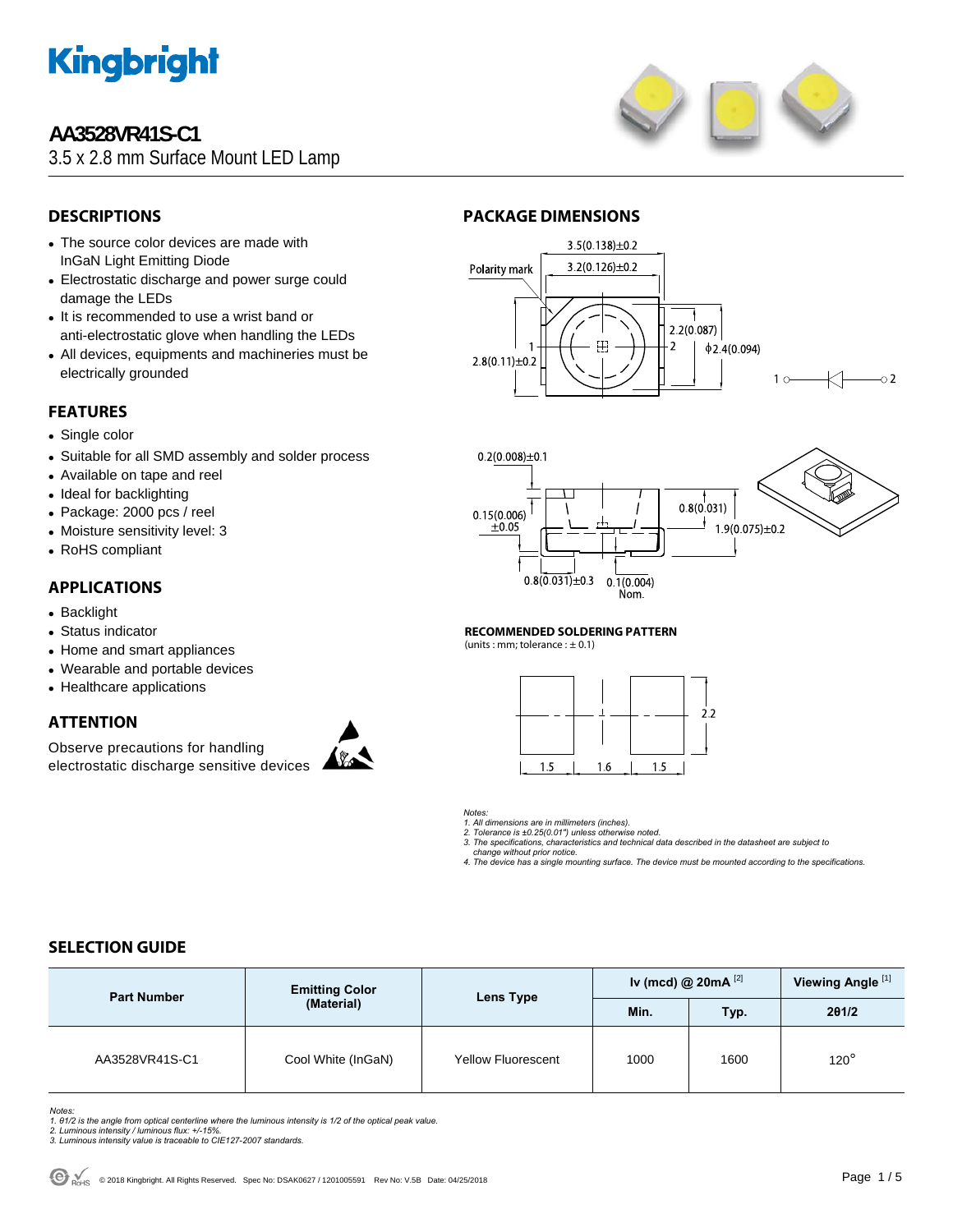# Kingbright

## AA3528VR41S-C1

3.5 x 2.8 mm Surface Mount LED Lamp

## DESCRIPTIONS

- The source color devices are made with InGaN Light Emitting Diode
- Electrostatic discharge and power surge could damage the LEDs
- It is recommended to use a wrist band or anti-electrostatic glove when handling the LEDs
- All devices, equipments and machineries must be electrically grounded

## FEATURES

- Single color
- Suitable for all SMD assembly and solder process
- Available on tape and reel
- Ideal for backlighting
- Package: 2000 pcs / reel
- Moisture sensitivity level: 3
- RoHS compliant

## APPLICATIONS

- Backlight
- Status indicator
- Home and smart appliances
- Wearable and portable devices
- Healthcare applications

## ATTENTION

Observe precautions for handling electrostatic discharge sensitive devices

## PACKAGE DIMENSIONS

**RECOMMENDED SOLDERING PATTERN**

(units : mm; tolerance : ± 0.1)

*Notes:*
*1. All dimensions are in millimeters (inches).*
*2. Tolerance is ±0.25(0.01") unless otherwise noted.*
*3. The specifications, characteristics and technical data described in the datasheet are subject to change without prior notice.*
*4. The device has a single mounting surface. The device must be mounted according to the specifications.*

## SELECTION GUIDE

| Part Number | Emitting Color (Material) | Lens Type | Iv (mcd) @ 20mA [2] | | Viewing Angle [1] |
|---|---|---|---|---|---|
| | | | Min. | Typ. | 2θ1/2 |
| AA3528VR41S-C1 | Cool White (InGaN) | Yellow Fluorescent | 1000 | 1600 | 120° |

*Notes:*
*1. θ1/2 is the angle from optical centerline where the luminous intensity is 1/2 of the optical peak value.*
*2. Luminous intensity / luminous flux: +/-15%.*
*3. Luminous intensity value is traceable to CIE127-2007 standards.*

© 2018 Kingbright. All Rights Reserved. Spec No: DSAK0627 / 1201005591 Rev No: V.5B Date: 04/25/2018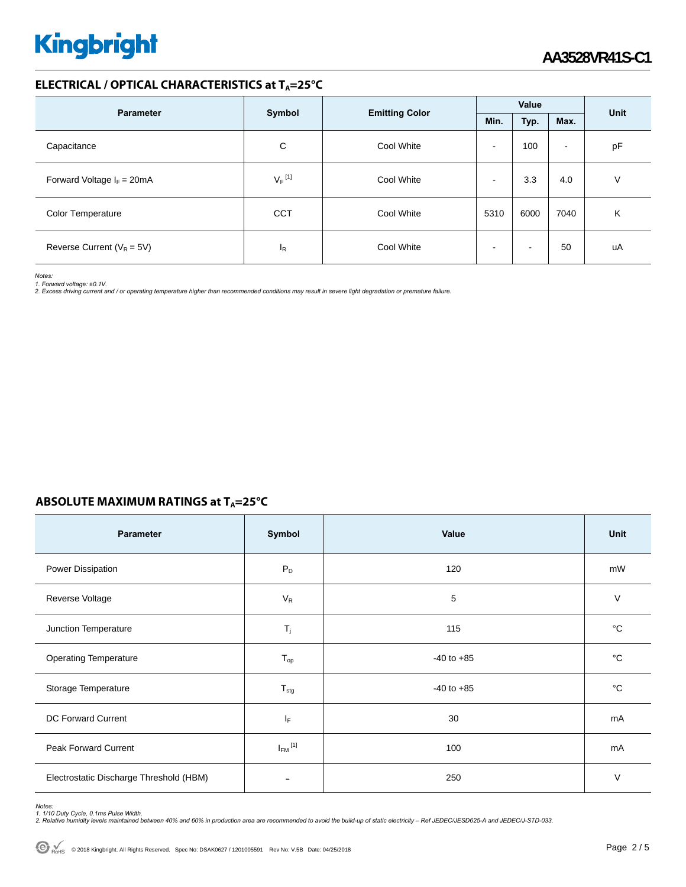## ELECTRICAL / OPTICAL CHARACTERISTICS at $T_A$=25°C

| Parameter | Symbol | Emitting Color | Value | | | Unit |
|---|---|---|---|---|---|---|
| | | | Min. | Typ. | Max. | |
| Capacitance | C | Cool White | - | 100 | - | pF |
| Forward Voltage $I_F$ = 20mA | $V_F$ [1] | Cool White | - | 3.3 | 4.0 | V |
| Color Temperature | CCT | Cool White | 5310 | 6000 | 7040 | K |
| Reverse Current ($V_R$ = 5V) | $I_R$ | Cool White | - | - | 50 | uA |

*Notes:*
*1. Forward voltage: ±0.1V.*
*2. Excess driving current and / or operating temperature higher than recommended conditions may result in severe light degradation or premature failure.*

## ABSOLUTE MAXIMUM RATINGS at $T_A$=25°C

| Parameter | Symbol | Value | Unit |
|---|---|---|---|
| Power Dissipation | $P_D$ | 120 | mW |
| Reverse Voltage | $V_R$ | 5 | V |
| Junction Temperature | $T_j$ | 115 | °C |
| Operating Temperature | $T_{op}$ | -40 to +85 | °C |
| Storage Temperature | $T_{stg}$ | -40 to +85 | °C |
| DC Forward Current | $I_F$ | 30 | mA |
| Peak Forward Current | $I_{FM}$ [1] | 100 | mA |
| Electrostatic Discharge Threshold (HBM) | - | 250 | V |

*Notes:*
*1. 1/10 Duty Cycle, 0.1ms Pulse Width.*
*2. Relative humidity levels maintained between 40% and 60% in production area are recommended to avoid the build-up of static electricity – Ref JEDEC/JESD625-A and JEDEC/J-STD-033.*

© 2018 Kingbright. All Rights Reserved. Spec No: DSAK0627 / 1201005591 Rev No: V.5B Date: 04/25/2018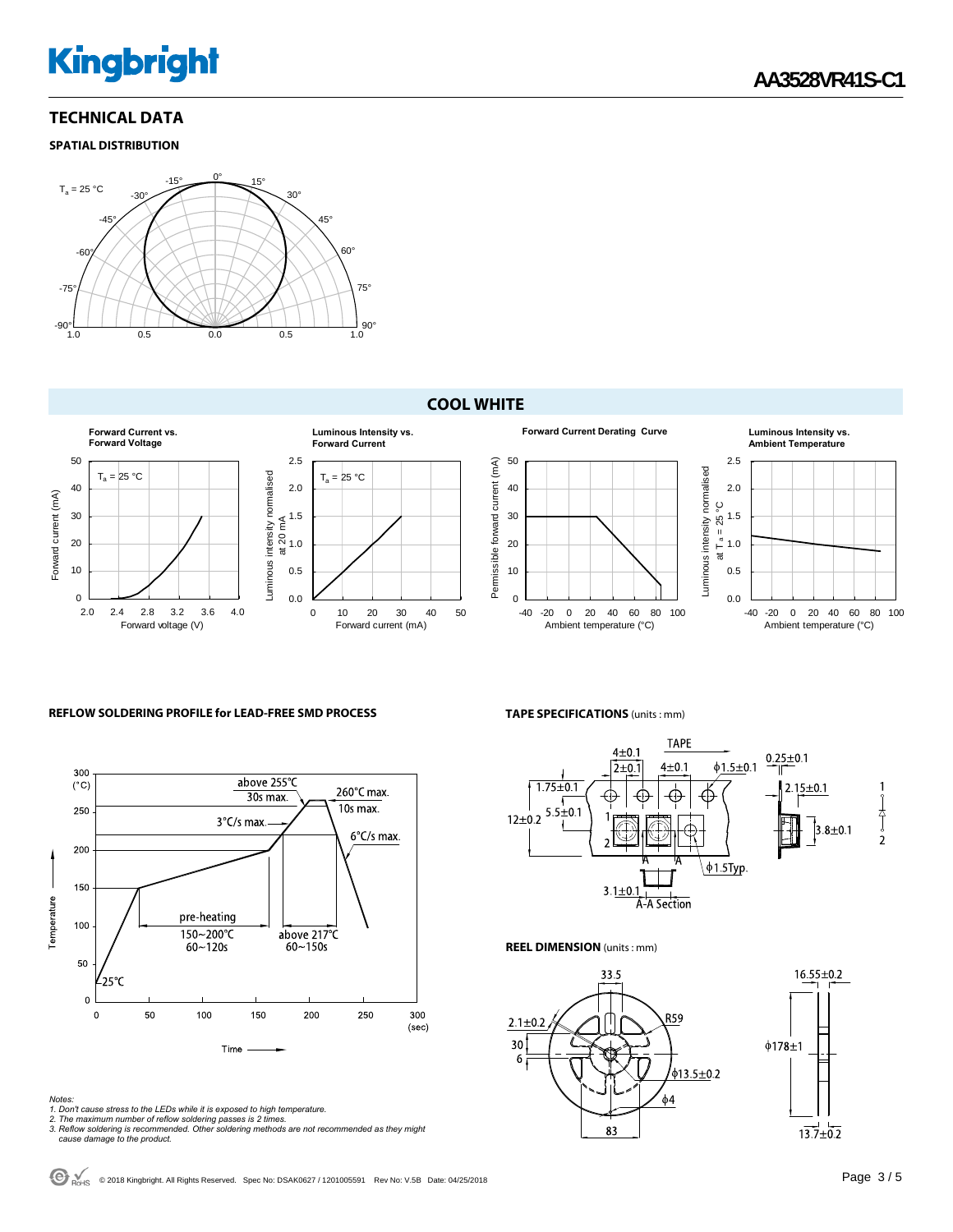## TECHNICAL DATA

### SPATIAL DISTRIBUTION

## COOL WHITE

### REFLOW SOLDERING PROFILE for LEAD-FREE SMD PROCESS

*Notes:*
*1. Don't cause stress to the LEDs while it is exposed to high temperature.*
*2. The maximum number of reflow soldering passes is 2 times.*
*3. Reflow soldering is recommended. Other soldering methods are not recommended as they might cause damage to the product.*

### TAPE SPECIFICATIONS (units : mm)

### REEL DIMENSION (units : mm)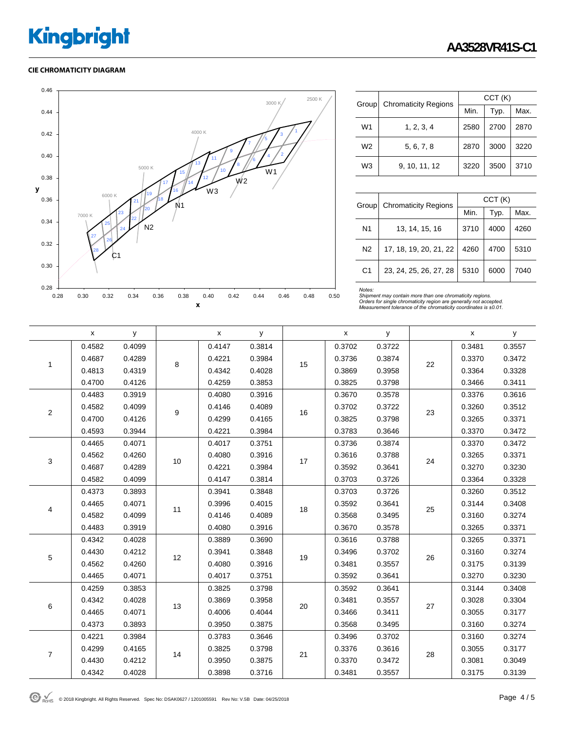## CIE CHROMATICITY DIAGRAM

| Group | Chromaticity Regions | CCT (K) | | |
|---|---|---|---|---|
| | | Min. | Typ. | Max. |
| W1 | 1, 2, 3, 4 | 2580 | 2700 | 2870 |
| W2 | 5, 6, 7, 8 | 2870 | 3000 | 3220 |
| W3 | 9, 10, 11, 12 | 3220 | 3500 | 3710 |

| Group | Chromaticity Regions | CCT (K) | | |
|---|---|---|---|---|
| | | Min. | Typ. | Max. |
| N1 | 13, 14, 15, 16 | 3710 | 4000 | 4260 |
| N2 | 17, 18, 19, 20, 21, 22 | 4260 | 4700 | 5310 |
| C1 | 23, 24, 25, 26, 27, 28 | 5310 | 6000 | 7040 |

*Notes:*
*Shipment may contain more than one chromaticity regions.*
*Orders for single chromaticity region are generally not accepted.*
*Measurement tolerance of the chromaticity coordinates is ±0.01.*

| | x | y | | x | y | | x | y | | x | y |
|---|---|---|---|---|---|---|---|---|---|---|---|
| 1 | 0.4582 | 0.4099 | 8 | 0.4147 | 0.3814 | 15 | 0.3702 | 0.3722 | 22 | 0.3481 | 0.3557 |
| | 0.4687 | 0.4289 | | 0.4221 | 0.3984 | | 0.3736 | 0.3874 | | 0.3370 | 0.3472 |
| | 0.4813 | 0.4319 | | 0.4342 | 0.4028 | | 0.3869 | 0.3958 | | 0.3364 | 0.3328 |
| | 0.4700 | 0.4126 | | 0.4259 | 0.3853 | | 0.3825 | 0.3798 | | 0.3466 | 0.3411 |
| 2 | 0.4483 | 0.3919 | 9 | 0.4080 | 0.3916 | 16 | 0.3670 | 0.3578 | 23 | 0.3376 | 0.3616 |
| | 0.4582 | 0.4099 | | 0.4146 | 0.4089 | | 0.3702 | 0.3722 | | 0.3260 | 0.3512 |
| | 0.4700 | 0.4126 | | 0.4299 | 0.4165 | | 0.3825 | 0.3798 | | 0.3265 | 0.3371 |
| | 0.4593 | 0.3944 | | 0.4221 | 0.3984 | | 0.3783 | 0.3646 | | 0.3370 | 0.3472 |
| 3 | 0.4465 | 0.4071 | 10 | 0.4017 | 0.3751 | 17 | 0.3736 | 0.3874 | 24 | 0.3370 | 0.3472 |
| | 0.4562 | 0.4260 | | 0.4080 | 0.3916 | | 0.3616 | 0.3788 | | 0.3265 | 0.3371 |
| | 0.4687 | 0.4289 | | 0.4221 | 0.3984 | | 0.3592 | 0.3641 | | 0.3270 | 0.3230 |
| | 0.4582 | 0.4099 | | 0.4147 | 0.3814 | | 0.3703 | 0.3726 | | 0.3364 | 0.3328 |
| 4 | 0.4373 | 0.3893 | 11 | 0.3941 | 0.3848 | 18 | 0.3703 | 0.3726 | 25 | 0.3260 | 0.3512 |
| | 0.4465 | 0.4071 | | 0.3996 | 0.4015 | | 0.3592 | 0.3641 | | 0.3144 | 0.3408 |
| | 0.4582 | 0.4099 | | 0.4146 | 0.4089 | | 0.3568 | 0.3495 | | 0.3160 | 0.3274 |
| | 0.4483 | 0.3919 | | 0.4080 | 0.3916 | | 0.3670 | 0.3578 | | 0.3265 | 0.3371 |
| 5 | 0.4342 | 0.4028 | 12 | 0.3889 | 0.3690 | 19 | 0.3616 | 0.3788 | 26 | 0.3265 | 0.3371 |
| | 0.4430 | 0.4212 | | 0.3941 | 0.3848 | | 0.3496 | 0.3702 | | 0.3160 | 0.3274 |
| | 0.4562 | 0.4260 | | 0.4080 | 0.3916 | | 0.3481 | 0.3557 | | 0.3175 | 0.3139 |
| | 0.4465 | 0.4071 | | 0.4017 | 0.3751 | | 0.3592 | 0.3641 | | 0.3270 | 0.3230 |
| 6 | 0.4259 | 0.3853 | 13 | 0.3825 | 0.3798 | 20 | 0.3592 | 0.3641 | 27 | 0.3144 | 0.3408 |
| | 0.4342 | 0.4028 | | 0.3869 | 0.3958 | | 0.3481 | 0.3557 | | 0.3028 | 0.3304 |
| | 0.4465 | 0.4071 | | 0.4006 | 0.4044 | | 0.3466 | 0.3411 | | 0.3055 | 0.3177 |
| | 0.4373 | 0.3893 | | 0.3950 | 0.3875 | | 0.3568 | 0.3495 | | 0.3160 | 0.3274 |
| 7 | 0.4221 | 0.3984 | 14 | 0.3783 | 0.3646 | 21 | 0.3496 | 0.3702 | 28 | 0.3160 | 0.3274 |
| | 0.4299 | 0.4165 | | 0.3825 | 0.3798 | | 0.3376 | 0.3616 | | 0.3055 | 0.3177 |
| | 0.4430 | 0.4212 | | 0.3950 | 0.3875 | | 0.3370 | 0.3472 | | 0.3081 | 0.3049 |
| | 0.4342 | 0.4028 | | 0.3898 | 0.3716 | | 0.3481 | 0.3557 | | 0.3175 | 0.3139 |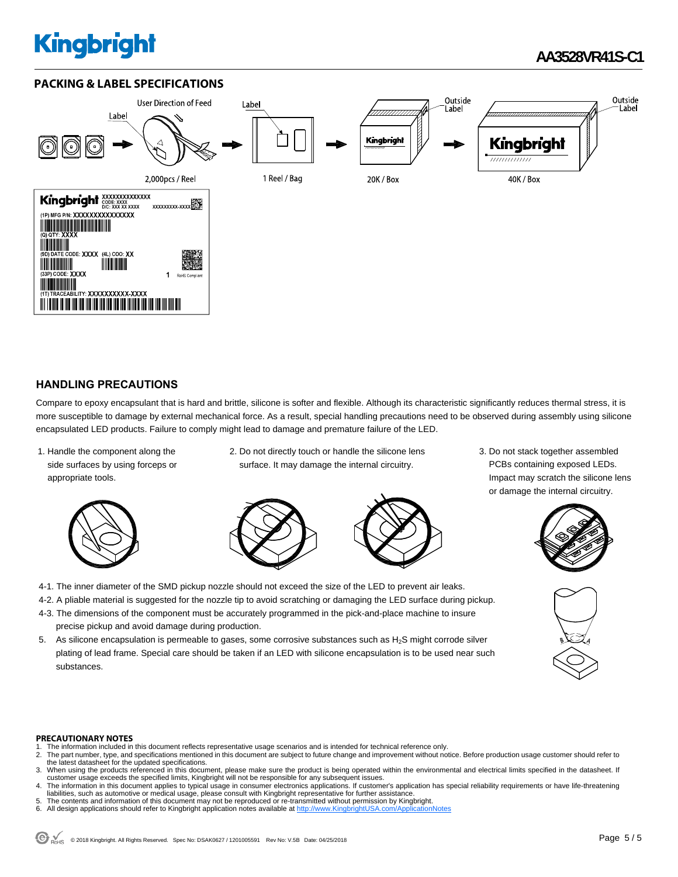## PACKING & LABEL SPECIFICATIONS

User Direction of Feed

Label

2,000pcs / Reel

Label

1 Reel / Bag

Outside Label

20K / Box

Outside Label

40K / Box

## HANDLING PRECAUTIONS

Compare to epoxy encapsulant that is hard and brittle, silicone is softer and flexible. Although its characteristic significantly reduces thermal stress, it is more susceptible to damage by external mechanical force. As a result, special handling precautions need to be observed during assembly using silicone encapsulated LED products. Failure to comply might lead to damage and premature failure of the LED.

1. Handle the component along the side surfaces by using forceps or appropriate tools.
2. Do not directly touch or handle the silicone lens surface. It may damage the internal circuitry.
3. Do not stack together assembled PCBs containing exposed LEDs. Impact may scratch the silicone lens or damage the internal circuitry.

4-1. The inner diameter of the SMD pickup nozzle should not exceed the size of the LED to prevent air leaks.
4-2. A pliable material is suggested for the nozzle tip to avoid scratching or damaging the LED surface during pickup.
4-3. The dimensions of the component must be accurately programmed in the pick-and-place machine to insure precise pickup and avoid damage during production.
5. As silicone encapsulation is permeable to gases, some corrosive substances such as $H_2S$ might corrode silver plating of lead frame. Special care should be taken if an LED with silicone encapsulation is to be used near such substances.

### PRECAUTIONARY NOTES

1. The information included in this document reflects representative usage scenarios and is intended for technical reference only.
2. The part number, type, and specifications mentioned in this document are subject to future change and improvement without notice. Before production usage customer should refer to the latest datasheet for the updated specifications.
3. When using the products referenced in this document, please make sure the product is being operated within the environmental and electrical limits specified in the datasheet. If customer usage exceeds the specified limits, Kingbright will not be responsible for any subsequent issues.
4. The information in this document applies to typical usage in consumer electronics applications. If customer's application has special reliability requirements or have life-threatening liabilities, such as automotive or medical usage, please consult with Kingbright representative for further assistance.
5. The contents and information of this document may not be reproduced or re-transmitted without permission by Kingbright.
6. All design applications should refer to Kingbright application notes available at http://www.KingbrightUSA.com/ApplicationNotes

© 2018 Kingbright. All Rights Reserved. Spec No: DSAK0627 / 1201005591 Rev No: V.5B Date: 04/25/2018